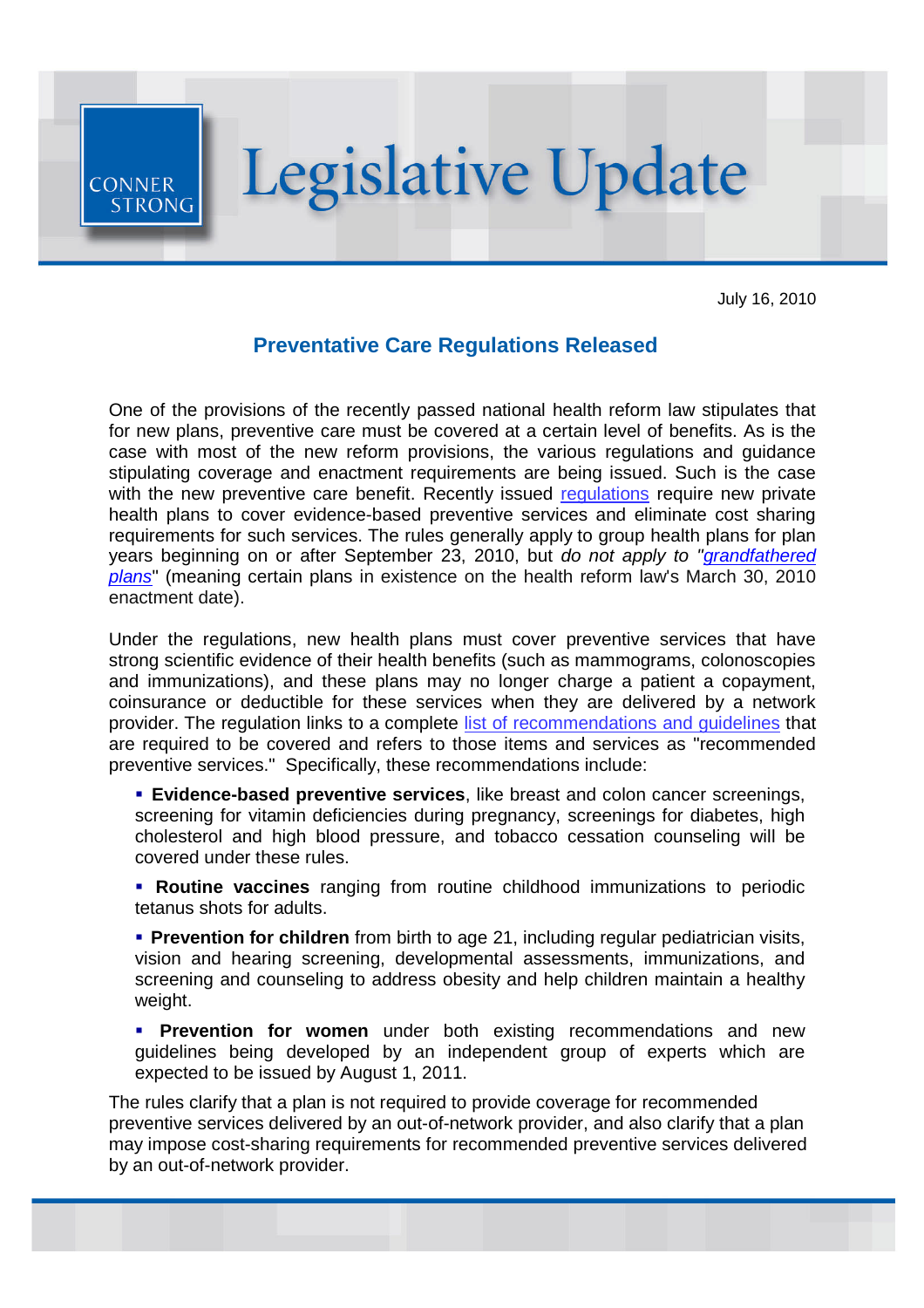CONNER STRONG

# Legislative Update

July 16, 2010

## Preventative Care Regulations Released

One of the provisions of the recently passed national health reform law stipulates that for new plans, preventive care must be covered at a certain level of benefits. As is the case with most of the new reform provisions, the various regulations and guidance stipulating coverage and enactment requirements are being issued. Such is the case with the new preventive care benefit. Recently issued regulations require new private health plans to cover evidence-based preventive services and eliminate cost sharing requirements for such services. The rules generally apply to group health plans for plan years beginning on or after September 23, 2010, but *do not apply to "grandfathered plans"* (meaning certain plans in existence on the health reform law's March 30, 2010 enactment date).

Under the regulations, new health plans must cover preventive services that have strong scientific evidence of their health benefits (such as mammograms, colonoscopies and immunizations), and these plans may no longer charge a patient a copayment, coinsurance or deductible for these services when they are delivered by a network provider. The regulation links to a complete list of recommendations and guidelines that are required to be covered and refers to those items and services as "recommended preventive services." Specifically, these recommendations include:

- **Evidence-based preventive services**, like breast and colon cancer screenings, screening for vitamin deficiencies during pregnancy, screenings for diabetes, high cholesterol and high blood pressure, and tobacco cessation counseling will be covered under these rules.
- **Routine vaccines** ranging from routine childhood immunizations to periodic tetanus shots for adults.
- **Prevention for children** from birth to age 21, including regular pediatrician visits, vision and hearing screening, developmental assessments, immunizations, and screening and counseling to address obesity and help children maintain a healthy weight.
- **Prevention for women** under both existing recommendations and new guidelines being developed by an independent group of experts which are expected to be issued by August 1, 2011.

The rules clarify that a plan is not required to provide coverage for recommended preventive services delivered by an out-of-network provider, and also clarify that a plan may impose cost-sharing requirements for recommended preventive services delivered by an out-of-network provider.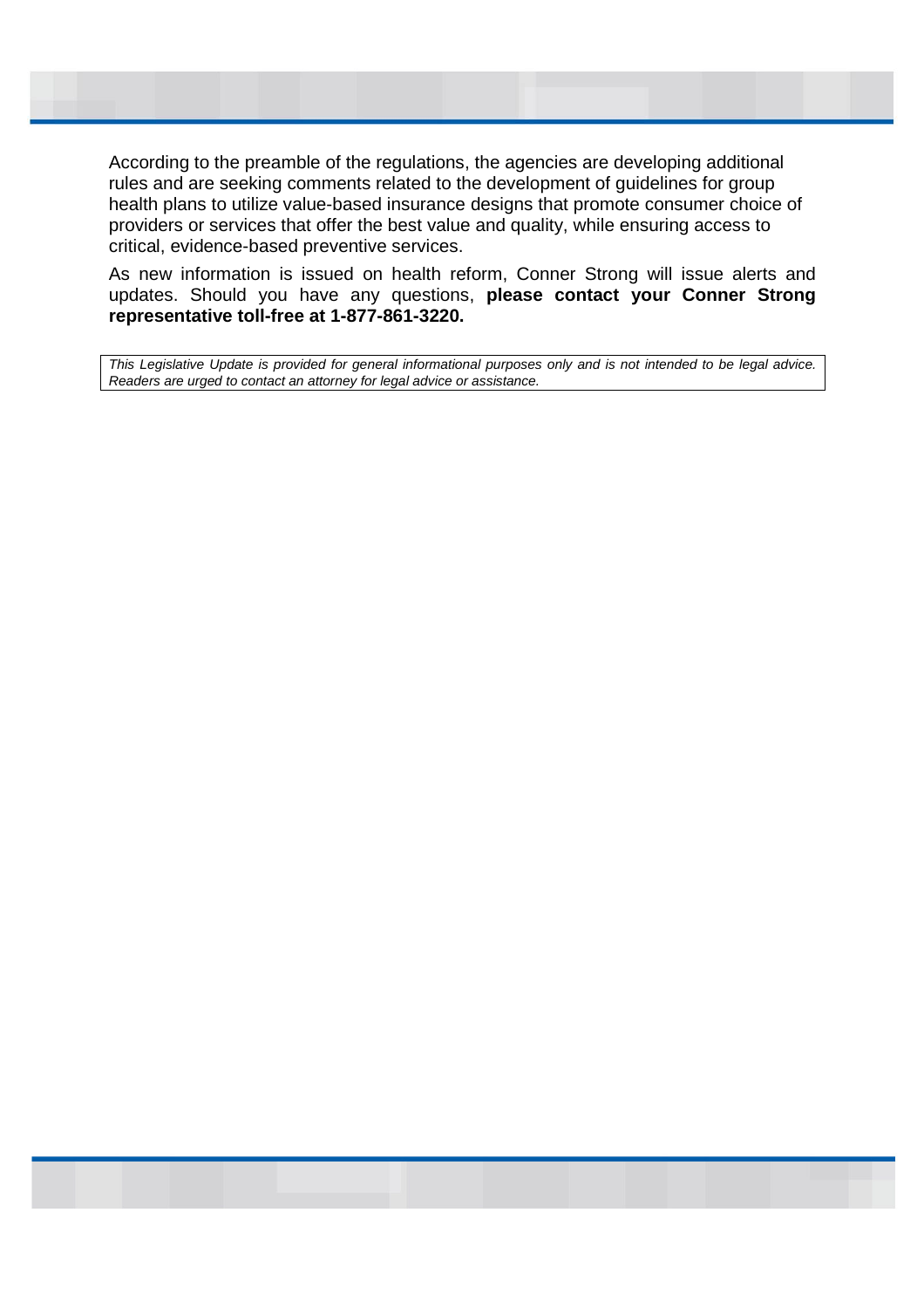According to the preamble of the regulations, the agencies are developing additional rules and are seeking comments related to the development of guidelines for group health plans to utilize value-based insurance designs that promote consumer choice of providers or services that offer the best value and quality, while ensuring access to critical, evidence-based preventive services.

As new information is issued on health reform, Conner Strong will issue alerts and updates. Should you have any questions, **please contact your Conner Strong representative toll-free at 1-877-861-3220.**

*This Legislative Update is provided for general informational purposes only and is not intended to be legal advice. Readers are urged to contact an attorney for legal advice or assistance.*